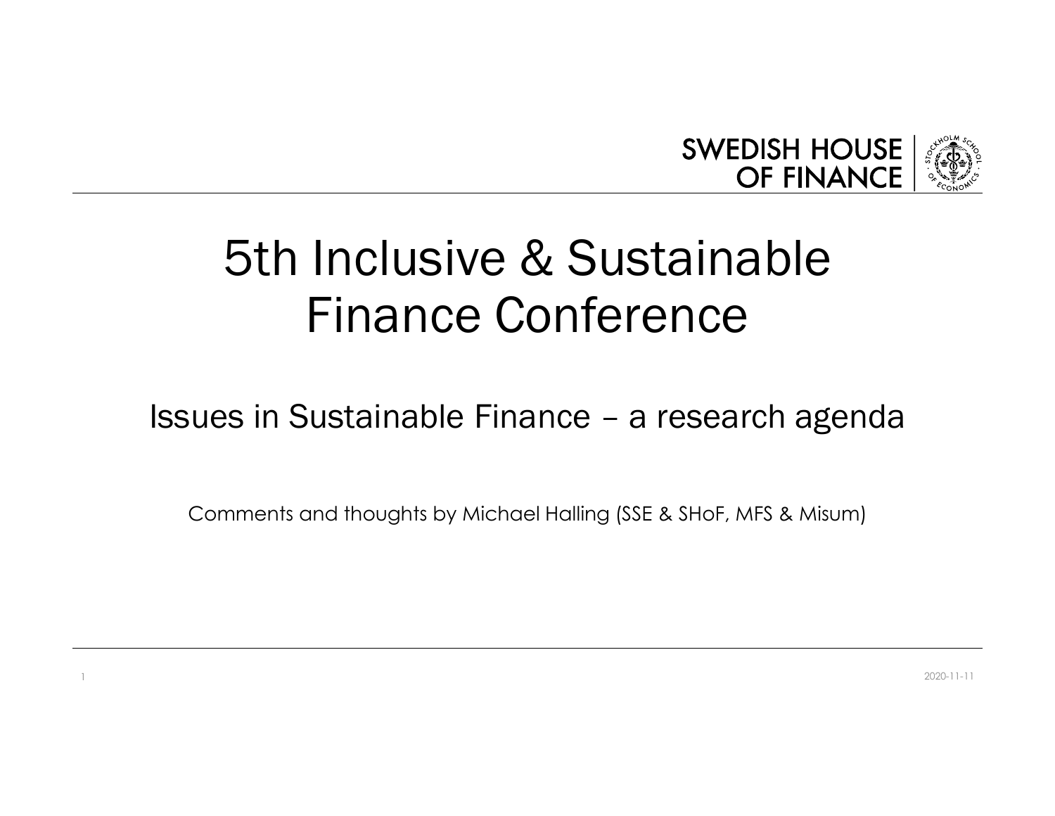SWEDISH HOUSE OF FINANCE

# 5th Inclusive & Sustainable Finance Conference

## Issues in Sustainable Finance – a research agenda

Comments and thoughts by Michael Halling (SSE & SHoF, MFS & Misum)

2020-11-11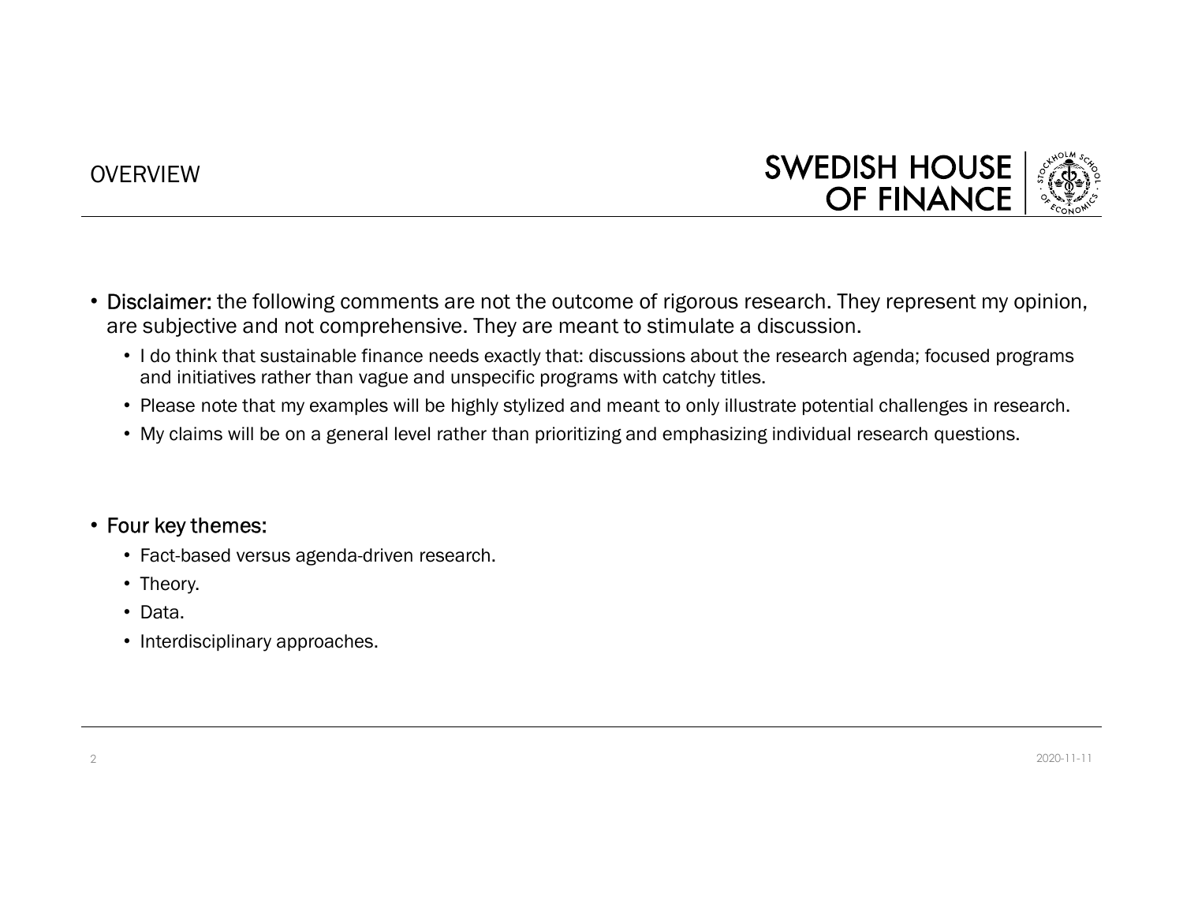## OVERVIEW

- **Disclaimer:** the following comments are not the outcome of rigorous research. They represent my opinion, are subjective and not comprehensive. They are meant to stimulate a discussion.
  - I do think that sustainable finance needs exactly that: discussions about the research agenda; focused programs and initiatives rather than vague and unspecific programs with catchy titles.
  - Please note that my examples will be highly stylized and meant to only illustrate potential challenges in research.
  - My claims will be on a general level rather than prioritizing and emphasizing individual research questions.

- **Four key themes:**
  - Fact-based versus agenda-driven research.
  - Theory.
  - Data.
  - Interdisciplinary approaches.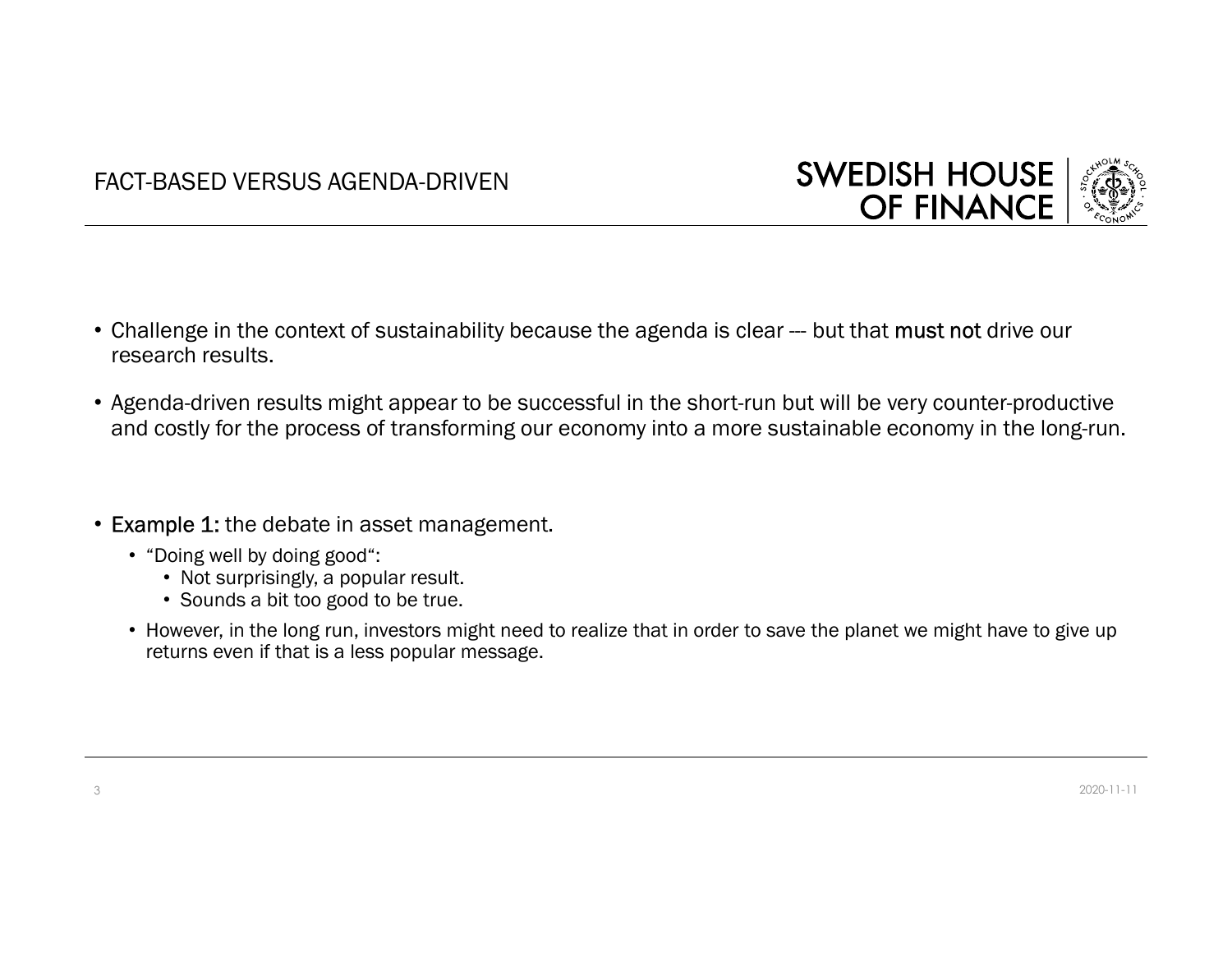## FACT-BASED VERSUS AGENDA-DRIVEN

- Challenge in the context of sustainability because the agenda is clear --- but that **must not** drive our research results.
- Agenda-driven results might appear to be successful in the short-run but will be very counter-productive and costly for the process of transforming our economy into a more sustainable economy in the long-run.

- **Example 1:** the debate in asset management.
  - "Doing well by doing good":
    - Not surprisingly, a popular result.
    - Sounds a bit too good to be true.
  - However, in the long run, investors might need to realize that in order to save the planet we might have to give up returns even if that is a less popular message.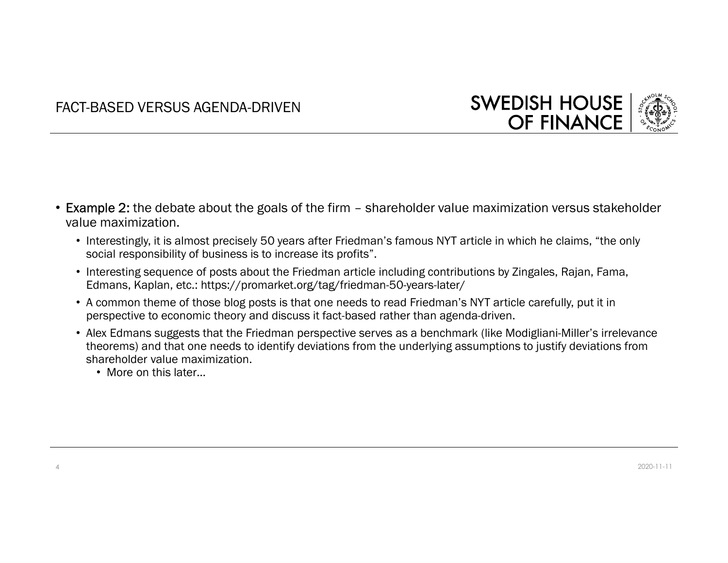## FACT-BASED VERSUS AGENDA-DRIVEN

- **Example 2:** the debate about the goals of the firm – shareholder value maximization versus stakeholder value maximization.
  - Interestingly, it is almost precisely 50 years after Friedman's famous NYT article in which he claims, "the only social responsibility of business is to increase its profits".
  - Interesting sequence of posts about the Friedman article including contributions by Zingales, Rajan, Fama, Edmans, Kaplan, etc.: https://promarket.org/tag/friedman-50-years-later/
  - A common theme of those blog posts is that one needs to read Friedman's NYT article carefully, put it in perspective to economic theory and discuss it fact-based rather than agenda-driven.
  - Alex Edmans suggests that the Friedman perspective serves as a benchmark (like Modigliani-Miller's irrelevance theorems) and that one needs to identify deviations from the underlying assumptions to justify deviations from shareholder value maximization.
    - More on this later…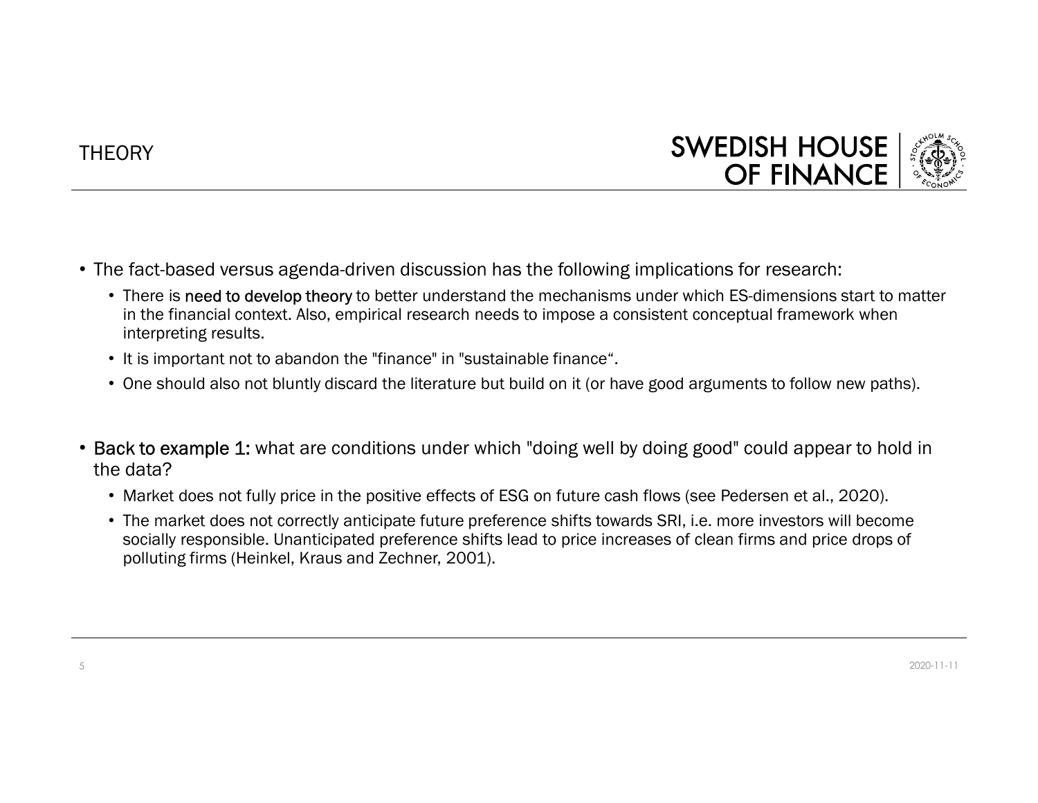# THEORY

- The fact-based versus agenda-driven discussion has the following implications for research:
  - There is **need to develop theory** to better understand the mechanisms under which ES-dimensions start to matter in the financial context. Also, empirical research needs to impose a consistent conceptual framework when interpreting results.
  - It is important not to abandon the "finance" in "sustainable finance“.
  - One should also not bluntly discard the literature but build on it (or have good arguments to follow new paths).

- **Back to example 1:** what are conditions under which "doing well by doing good" could appear to hold in the data?
  - Market does not fully price in the positive effects of ESG on future cash flows (see Pedersen et al., 2020).
  - The market does not correctly anticipate future preference shifts towards SRI, i.e. more investors will become socially responsible. Unanticipated preference shifts lead to price increases of clean firms and price drops of polluting firms (Heinkel, Kraus and Zechner, 2001).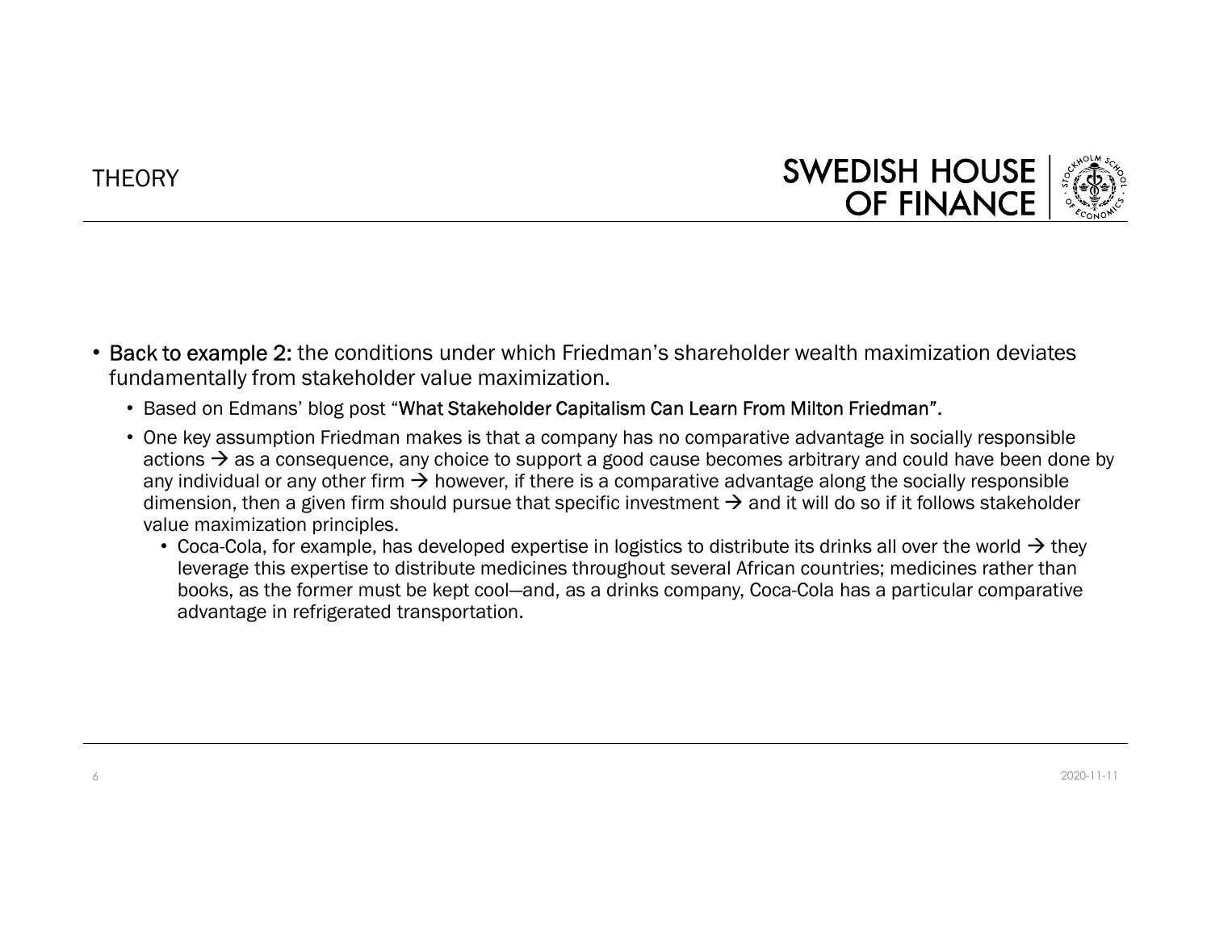# THEORY

- **Back to example 2:** the conditions under which Friedman's shareholder wealth maximization deviates fundamentally from stakeholder value maximization.
  - Based on Edmans' blog post "**What Stakeholder Capitalism Can Learn From Milton Friedman".**
  - One key assumption Friedman makes is that a company has no comparative advantage in socially responsible actions → as a consequence, any choice to support a good cause becomes arbitrary and could have been done by any individual or any other firm → however, if there is a comparative advantage along the socially responsible dimension, then a given firm should pursue that specific investment → and it will do so if it follows stakeholder value maximization principles.
    - Coca-Cola, for example, has developed expertise in logistics to distribute its drinks all over the world → they leverage this expertise to distribute medicines throughout several African countries; medicines rather than books, as the former must be kept cool—and, as a drinks company, Coca-Cola has a particular comparative advantage in refrigerated transportation.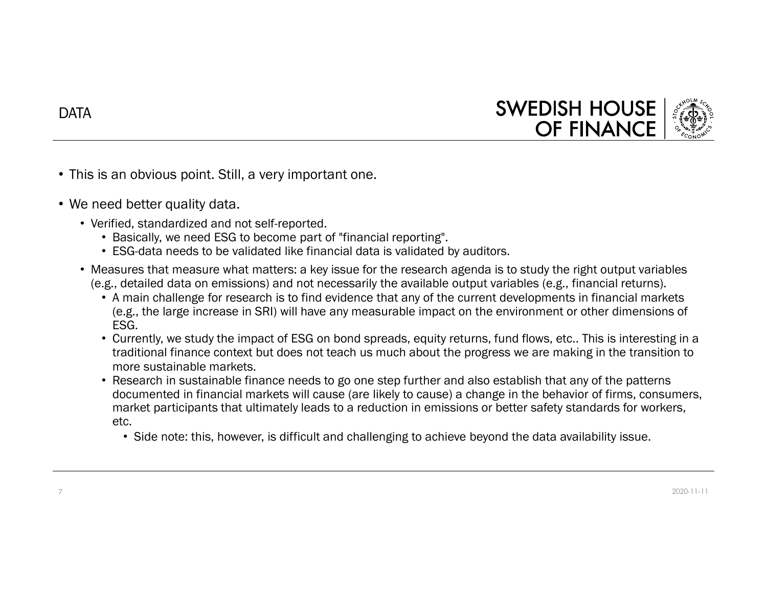## DATA

- This is an obvious point. Still, a very important one.
- We need better quality data.
  - Verified, standardized and not self-reported.
    - Basically, we need ESG to become part of "financial reporting".
    - ESG-data needs to be validated like financial data is validated by auditors.
  - Measures that measure what matters: a key issue for the research agenda is to study the right output variables (e.g., detailed data on emissions) and not necessarily the available output variables (e.g., financial returns).
    - A main challenge for research is to find evidence that any of the current developments in financial markets (e.g., the large increase in SRI) will have any measurable impact on the environment or other dimensions of ESG.
    - Currently, we study the impact of ESG on bond spreads, equity returns, fund flows, etc.. This is interesting in a traditional finance context but does not teach us much about the progress we are making in the transition to more sustainable markets.
    - Research in sustainable finance needs to go one step further and also establish that any of the patterns documented in financial markets will cause (are likely to cause) a change in the behavior of firms, consumers, market participants that ultimately leads to a reduction in emissions or better safety standards for workers, etc.
      - Side note: this, however, is difficult and challenging to achieve beyond the data availability issue.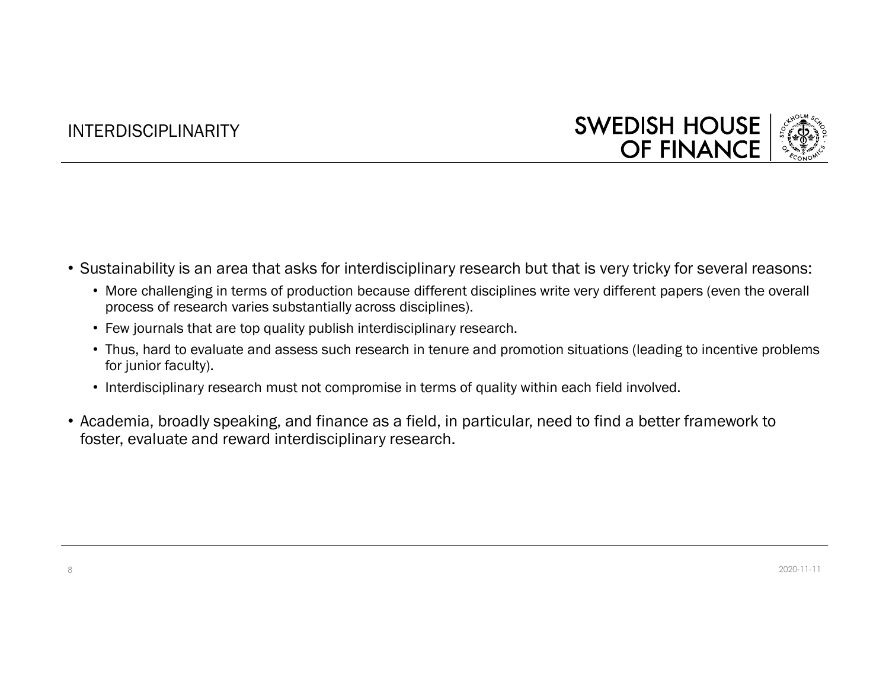# INTERDISCIPLINARITY

- Sustainability is an area that asks for interdisciplinary research but that is very tricky for several reasons:
  - More challenging in terms of production because different disciplines write very different papers (even the overall process of research varies substantially across disciplines).
  - Few journals that are top quality publish interdisciplinary research.
  - Thus, hard to evaluate and assess such research in tenure and promotion situations (leading to incentive problems for junior faculty).
  - Interdisciplinary research must not compromise in terms of quality within each field involved.
- Academia, broadly speaking, and finance as a field, in particular, need to find a better framework to foster, evaluate and reward interdisciplinary research.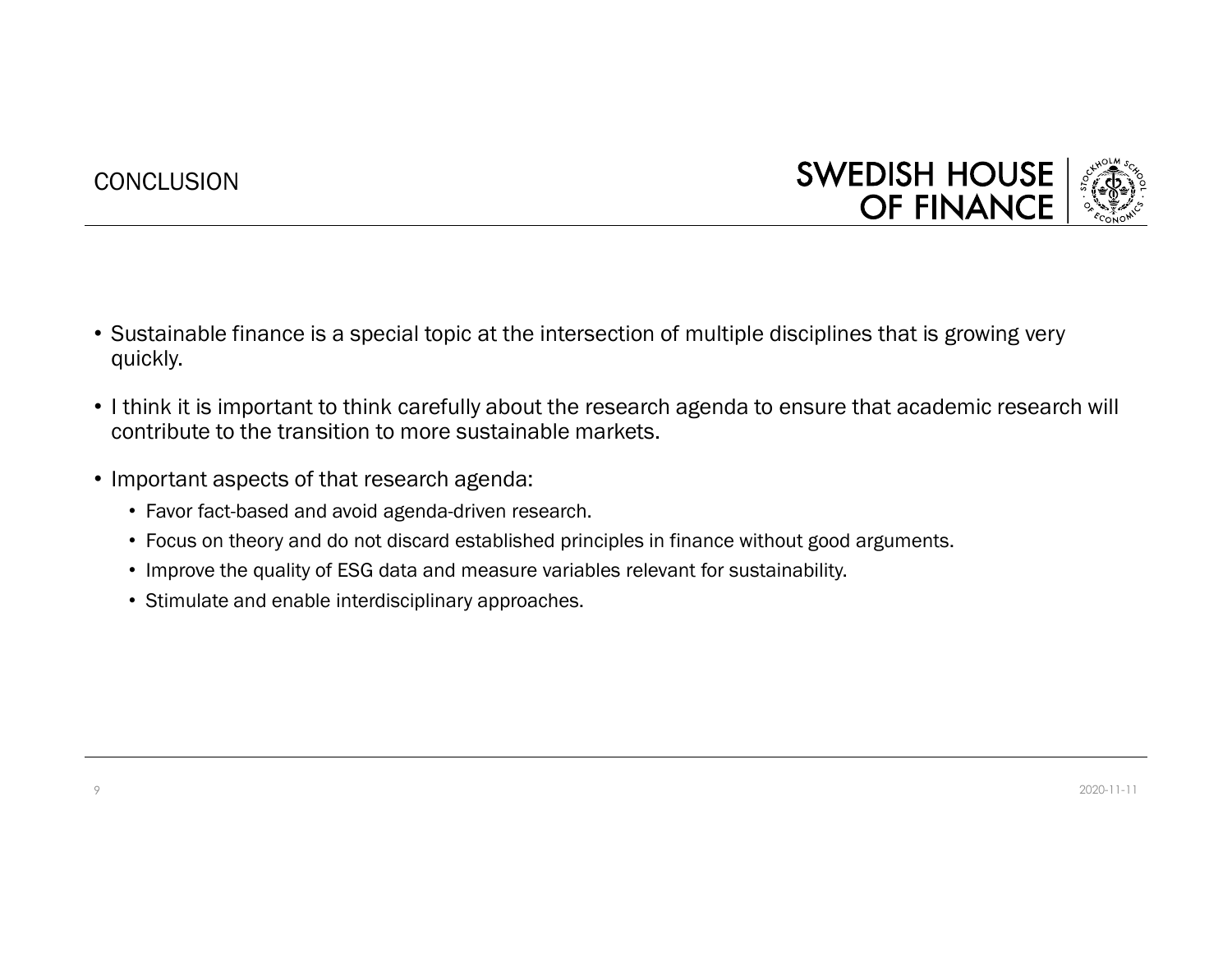## CONCLUSION

- Sustainable finance is a special topic at the intersection of multiple disciplines that is growing very quickly.
- I think it is important to think carefully about the research agenda to ensure that academic research will contribute to the transition to more sustainable markets.
- Important aspects of that research agenda:
  - Favor fact-based and avoid agenda-driven research.
  - Focus on theory and do not discard established principles in finance without good arguments.
  - Improve the quality of ESG data and measure variables relevant for sustainability.
  - Stimulate and enable interdisciplinary approaches.